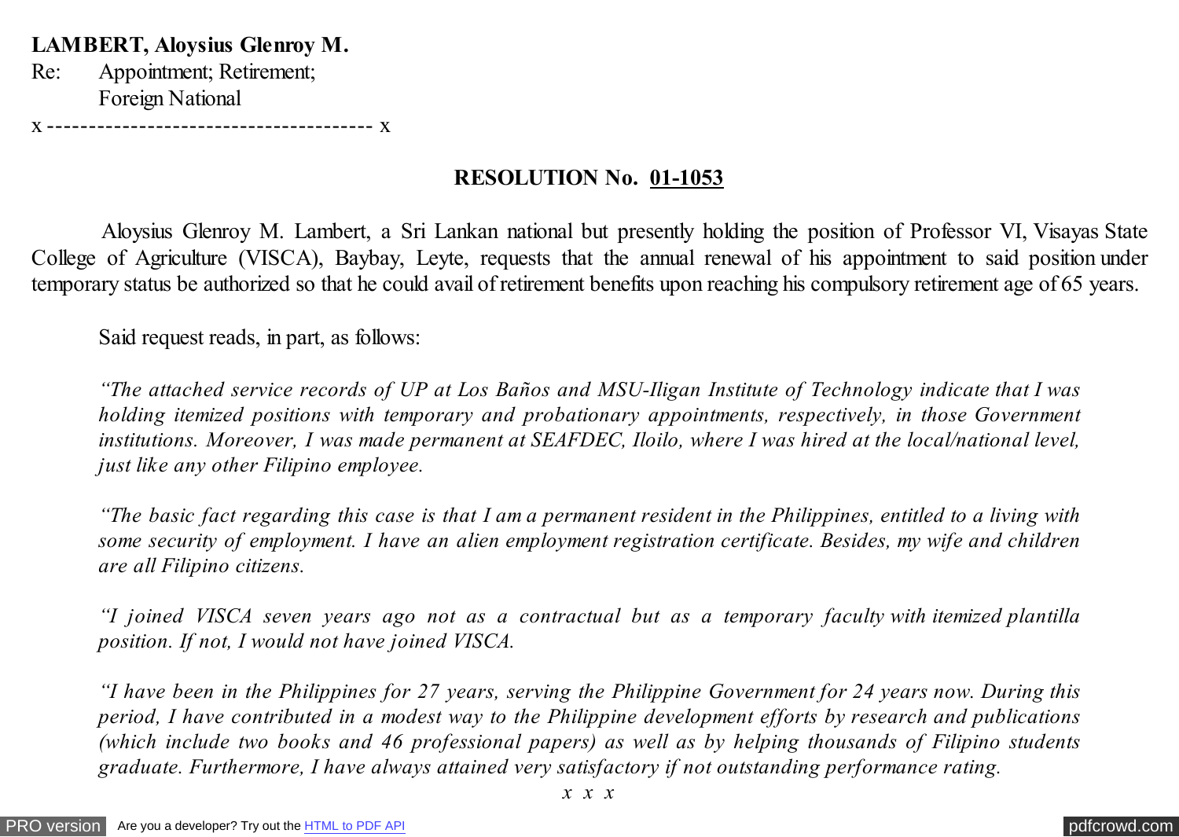**LAMBERT, Aloysius Glenroy M.**
Re: Appointment; Retirement;
Foreign National

x --------------------------------------- x

**RESOLUTION No. <u>01-1053</u>**

Aloysius Glenroy M. Lambert, a Sri Lankan national but presently holding the position of Professor VI, Visayas State College of Agriculture (VISCA), Baybay, Leyte, requests that the annual renewal of his appointment to said position under temporary status be authorized so that he could avail of retirement benefits upon reaching his compulsory retirement age of 65 years.

Said request reads, in part, as follows:

*"The attached service records of UP at Los Baños and MSU-Iligan Institute of Technology indicate that I was holding itemized positions with temporary and probationary appointments, respectively, in those Government institutions. Moreover, I was made permanent at SEAFDEC, Iloilo, where I was hired at the local/national level, just like any other Filipino employee.*

*"The basic fact regarding this case is that I am a permanent resident in the Philippines, entitled to a living with some security of employment. I have an alien employment registration certificate. Besides, my wife and children are all Filipino citizens.*

*"I joined VISCA seven years ago not as a contractual but as a temporary faculty with itemized plantilla position. If not, I would not have joined VISCA.*

*"I have been in the Philippines for 27 years, serving the Philippine Government for 24 years now. During this period, I have contributed in a modest way to the Philippine development efforts by research and publications (which include two books and 46 professional papers) as well as by helping thousands of Filipino students graduate. Furthermore, I have always attained very satisfactory if not outstanding performance rating.*

*x x x*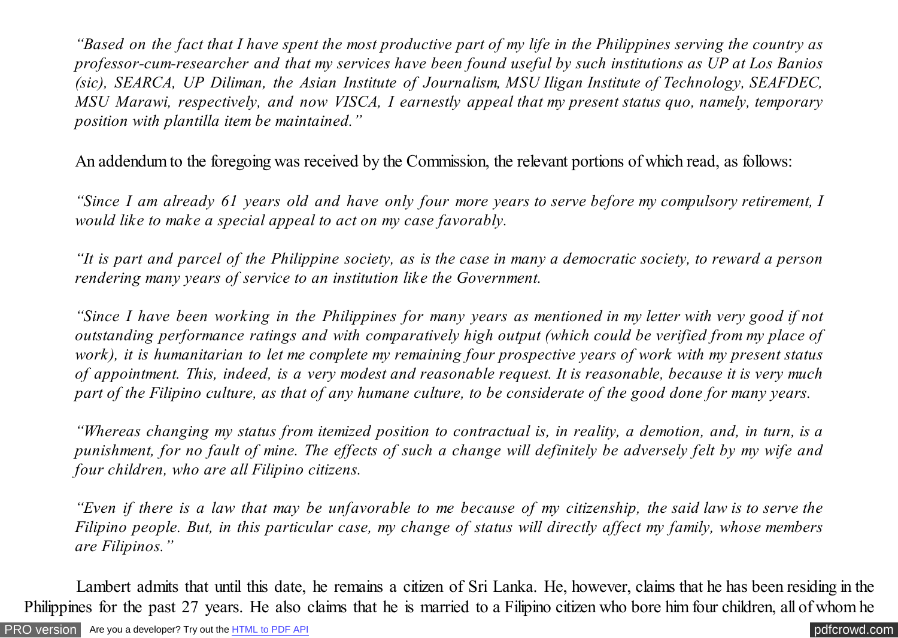*"Based on the fact that I have spent the most productive part of my life in the Philippines serving the country as professor-cum-researcher and that my services have been found useful by such institutions as UP at Los Banios (sic), SEARCA, UP Diliman, the Asian Institute of Journalism, MSU Iligan Institute of Technology, SEAFDEC, MSU Marawi, respectively, and now VISCA, I earnestly appeal that my present status quo, namely, temporary position with plantilla item be maintained."*

An addendum to the foregoing was received by the Commission, the relevant portions of which read, as follows:

*"Since I am already 61 years old and have only four more years to serve before my compulsory retirement, I would like to make a special appeal to act on my case favorably.*

*"It is part and parcel of the Philippine society, as is the case in many a democratic society, to reward a person rendering many years of service to an institution like the Government.*

*"Since I have been working in the Philippines for many years as mentioned in my letter with very good if not outstanding performance ratings and with comparatively high output (which could be verified from my place of work), it is humanitarian to let me complete my remaining four prospective years of work with my present status of appointment. This, indeed, is a very modest and reasonable request. It is reasonable, because it is very much part of the Filipino culture, as that of any humane culture, to be considerate of the good done for many years.*

*"Whereas changing my status from itemized position to contractual is, in reality, a demotion, and, in turn, is a punishment, for no fault of mine. The effects of such a change will definitely be adversely felt by my wife and four children, who are all Filipino citizens.*

*"Even if there is a law that may be unfavorable to me because of my citizenship, the said law is to serve the Filipino people. But, in this particular case, my change of status will directly affect my family, whose members are Filipinos."*

Lambert admits that until this date, he remains a citizen of Sri Lanka. He, however, claims that he has been residing in the Philippines for the past 27 years. He also claims that he is married to a Filipino citizen who bore him four children, all of whom he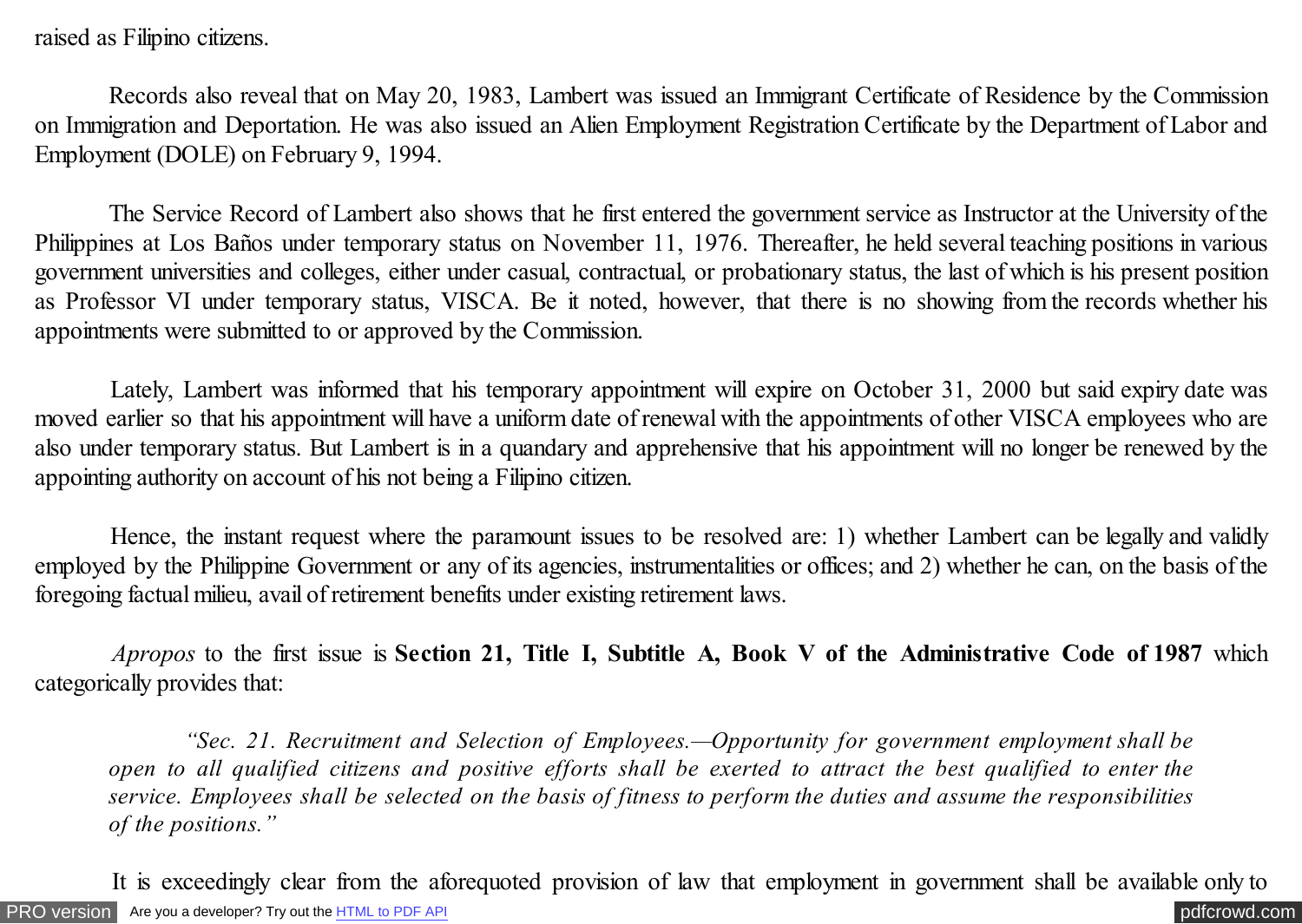raised as Filipino citizens.

Records also reveal that on May 20, 1983, Lambert was issued an Immigrant Certificate of Residence by the Commission on Immigration and Deportation. He was also issued an Alien Employment Registration Certificate by the Department of Labor and Employment (DOLE) on February 9, 1994.

The Service Record of Lambert also shows that he first entered the government service as Instructor at the University of the Philippines at Los Baños under temporary status on November 11, 1976. Thereafter, he held several teaching positions in various government universities and colleges, either under casual, contractual, or probationary status, the last of which is his present position as Professor VI under temporary status, VISCA. Be it noted, however, that there is no showing from the records whether his appointments were submitted to or approved by the Commission.

Lately, Lambert was informed that his temporary appointment will expire on October 31, 2000 but said expiry date was moved earlier so that his appointment will have a uniform date of renewal with the appointments of other VISCA employees who are also under temporary status. But Lambert is in a quandary and apprehensive that his appointment will no longer be renewed by the appointing authority on account of his not being a Filipino citizen.

Hence, the instant request where the paramount issues to be resolved are: 1) whether Lambert can be legally and validly employed by the Philippine Government or any of its agencies, instrumentalities or offices; and 2) whether he can, on the basis of the foregoing factual milieu, avail of retirement benefits under existing retirement laws.

*Apropos* to the first issue is **Section 21, Title I, Subtitle A, Book V of the Administrative Code of 1987** which categorically provides that:

> *"Sec. 21. Recruitment and Selection of Employees.—Opportunity for government employment shall be open to all qualified citizens and positive efforts shall be exerted to attract the best qualified to enter the service. Employees shall be selected on the basis of fitness to perform the duties and assume the responsibilities of the positions."*

It is exceedingly clear from the aforequoted provision of law that employment in government shall be available only to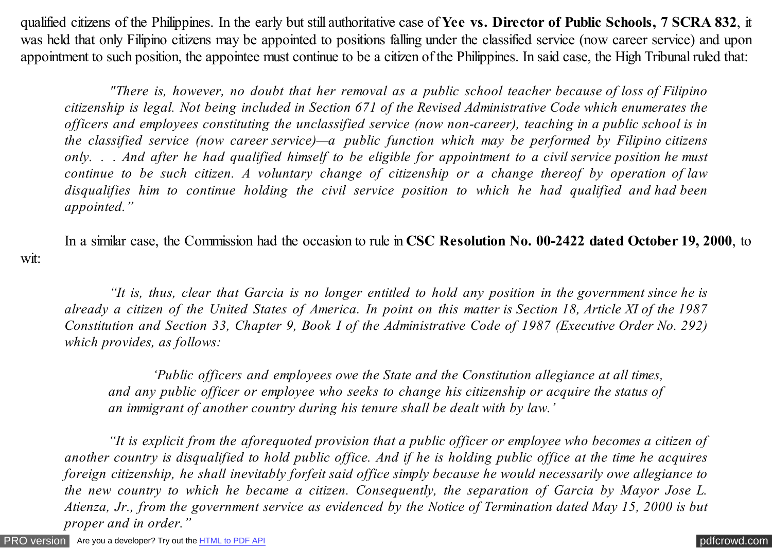qualified citizens of the Philippines. In the early but still authoritative case of **Yee vs. Director of Public Schools, 7 SCRA 832**, it was held that only Filipino citizens may be appointed to positions falling under the classified service (now career service) and upon appointment to such position, the appointee must continue to be a citizen of the Philippines. In said case, the High Tribunal ruled that:

> *"There is, however, no doubt that her removal as a public school teacher because of loss of Filipino citizenship is legal. Not being included in Section 671 of the Revised Administrative Code which enumerates the officers and employees constituting the unclassified service (now non-career), teaching in a public school is in the classified service (now career service)—a public function which may be performed by Filipino citizens only. . . And after he had qualified himself to be eligible for appointment to a civil service position he must continue to be such citizen. A voluntary change of citizenship or a change thereof by operation of law disqualifies him to continue holding the civil service position to which he had qualified and had been appointed."*

In a similar case, the Commission had the occasion to rule in **CSC Resolution No. 00-2422 dated October 19, 2000**, to wit:

> *"It is, thus, clear that Garcia is no longer entitled to hold any position in the government since he is already a citizen of the United States of America. In point on this matter is Section 18, Article XI of the 1987 Constitution and Section 33, Chapter 9, Book I of the Administrative Code of 1987 (Executive Order No. 292) which provides, as follows:*
>
> > *'Public officers and employees owe the State and the Constitution allegiance at all times, and any public officer or employee who seeks to change his citizenship or acquire the status of an immigrant of another country during his tenure shall be dealt with by law.'*
>
> *"It is explicit from the aforequoted provision that a public officer or employee who becomes a citizen of another country is disqualified to hold public office. And if he is holding public office at the time he acquires foreign citizenship, he shall inevitably forfeit said office simply because he would necessarily owe allegiance to the new country to which he became a citizen. Consequently, the separation of Garcia by Mayor Jose L. Atienza, Jr., from the government service as evidenced by the Notice of Termination dated May 15, 2000 is but proper and in order."*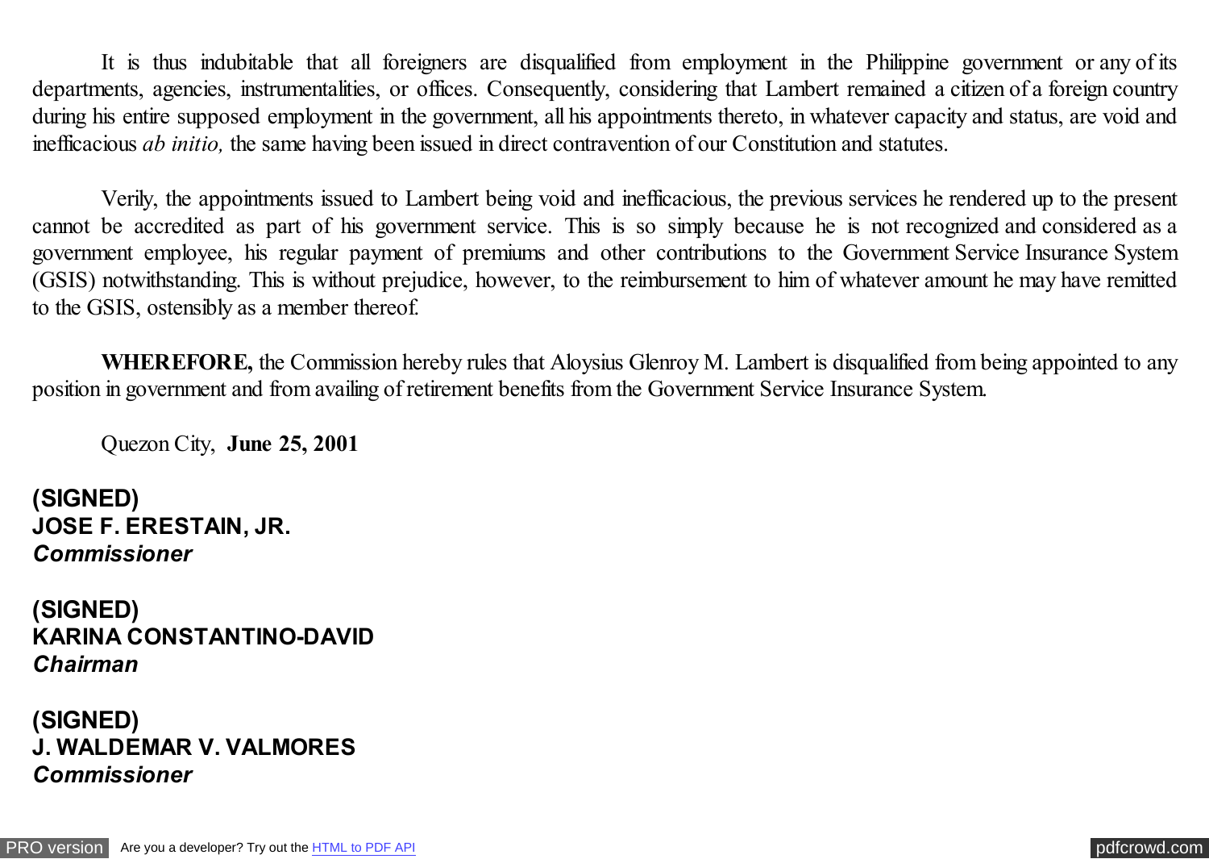It is thus indubitable that all foreigners are disqualified from employment in the Philippine government or any of its departments, agencies, instrumentalities, or offices. Consequently, considering that Lambert remained a citizen of a foreign country during his entire supposed employment in the government, all his appointments thereto, in whatever capacity and status, are void and inefficacious *ab initio,* the same having been issued in direct contravention of our Constitution and statutes.

Verily, the appointments issued to Lambert being void and inefficacious, the previous services he rendered up to the present cannot be accredited as part of his government service. This is so simply because he is not recognized and considered as a government employee, his regular payment of premiums and other contributions to the Government Service Insurance System (GSIS) notwithstanding. This is without prejudice, however, to the reimbursement to him of whatever amount he may have remitted to the GSIS, ostensibly as a member thereof.

**WHEREFORE,** the Commission hereby rules that Aloysius Glenroy M. Lambert is disqualified from being appointed to any position in government and from availing of retirement benefits from the Government Service Insurance System.

Quezon City, **June 25, 2001**

**(SIGNED)**
**JOSE F. ERESTAIN, JR.**
***Commissioner***

**(SIGNED)**
**KARINA CONSTANTINO-DAVID**
***Chairman***

**(SIGNED)**
**J. WALDEMAR V. VALMORES**
***Commissioner***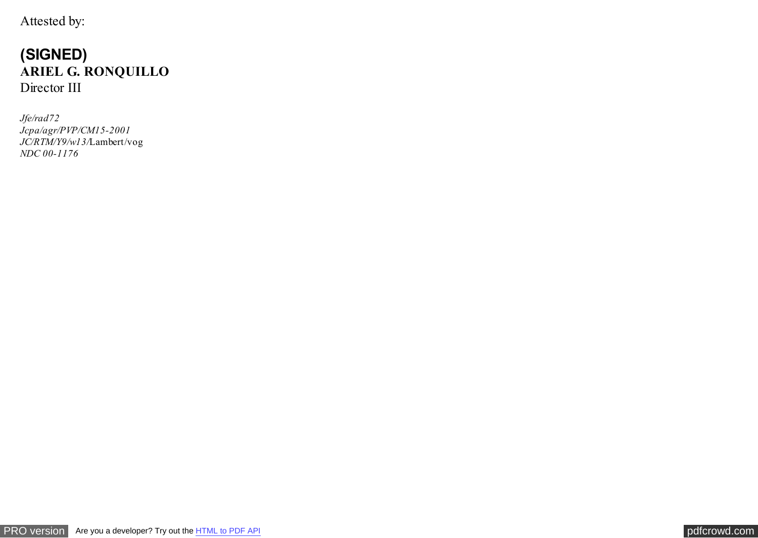Attested by:

**(SIGNED)**
**ARIEL G. RONQUILLO**
Director III

*Jfe/rad72*
*Jcpa/agr/PVP/CM15-2001*
*JC/RTM/Y9/w13/*Lambert/vog
*NDC 00-1176*